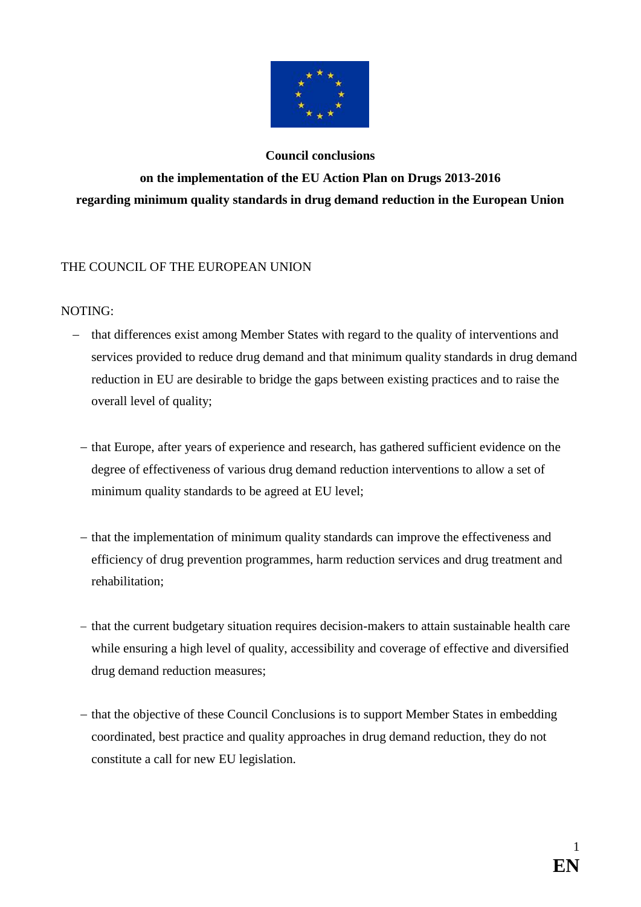**Council conclusions**

**on the implementation of the EU Action Plan on Drugs 2013-2016**

**regarding minimum quality standards in drug demand reduction in the European Union**

THE COUNCIL OF THE EUROPEAN UNION

NOTING:

- that differences exist among Member States with regard to the quality of interventions and services provided to reduce drug demand and that minimum quality standards in drug demand reduction in EU are desirable to bridge the gaps between existing practices and to raise the overall level of quality;

- that Europe, after years of experience and research, has gathered sufficient evidence on the degree of effectiveness of various drug demand reduction interventions to allow a set of minimum quality standards to be agreed at EU level;

- that the implementation of minimum quality standards can improve the effectiveness and efficiency of drug prevention programmes, harm reduction services and drug treatment and rehabilitation;

- that the current budgetary situation requires decision-makers to attain sustainable health care while ensuring a high level of quality, accessibility and coverage of effective and diversified drug demand reduction measures;

- that the objective of these Council Conclusions is to support Member States in embedding coordinated, best practice and quality approaches in drug demand reduction, they do not constitute a call for new EU legislation.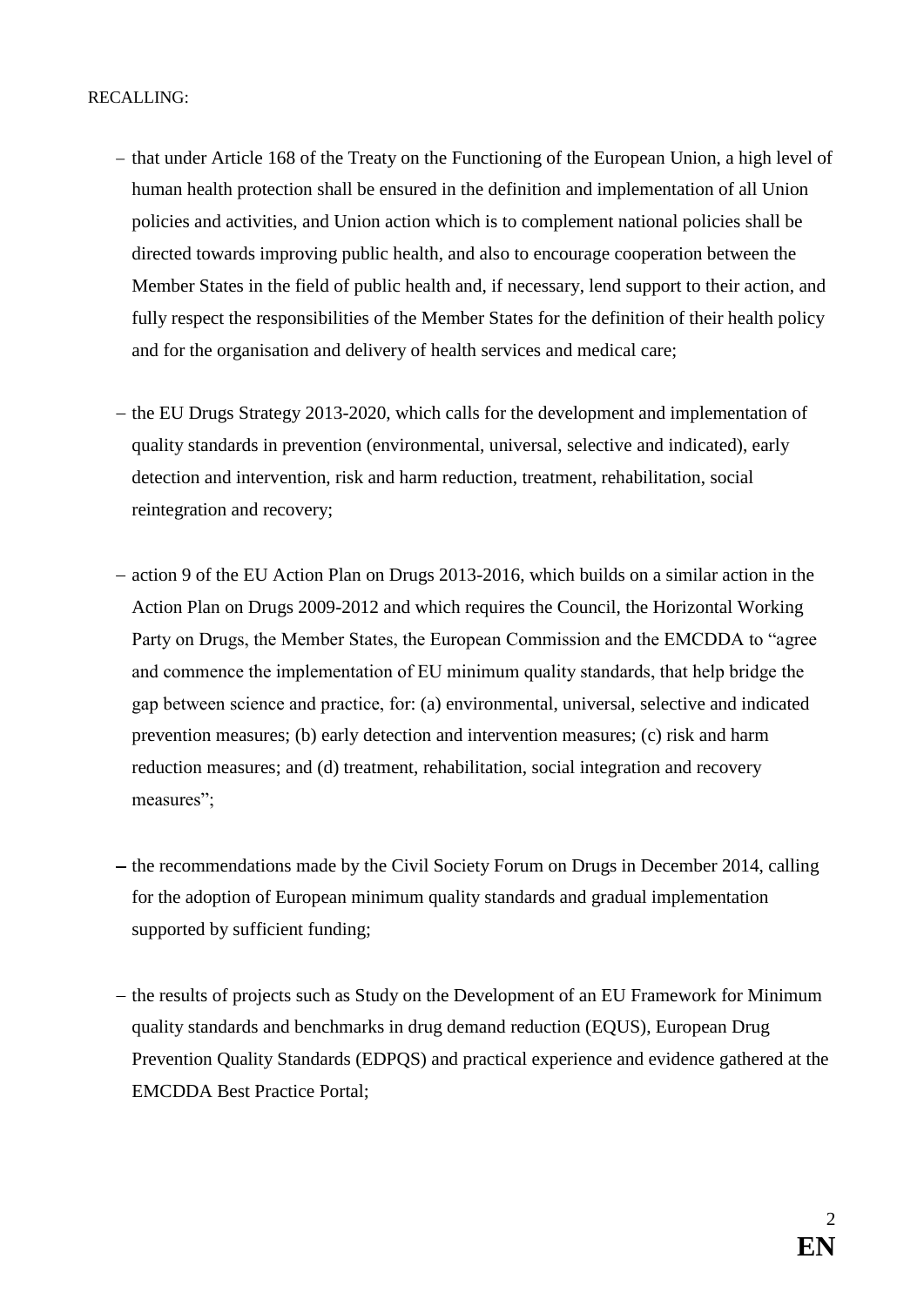RECALLING:

- that under Article 168 of the Treaty on the Functioning of the European Union, a high level of human health protection shall be ensured in the definition and implementation of all Union policies and activities, and Union action which is to complement national policies shall be directed towards improving public health, and also to encourage cooperation between the Member States in the field of public health and, if necessary, lend support to their action, and fully respect the responsibilities of the Member States for the definition of their health policy and for the organisation and delivery of health services and medical care;

- the EU Drugs Strategy 2013-2020, which calls for the development and implementation of quality standards in prevention (environmental, universal, selective and indicated), early detection and intervention, risk and harm reduction, treatment, rehabilitation, social reintegration and recovery;

- action 9 of the EU Action Plan on Drugs 2013-2016, which builds on a similar action in the Action Plan on Drugs 2009-2012 and which requires the Council, the Horizontal Working Party on Drugs, the Member States, the European Commission and the EMCDDA to "agree and commence the implementation of EU minimum quality standards, that help bridge the gap between science and practice, for: (a) environmental, universal, selective and indicated prevention measures; (b) early detection and intervention measures; (c) risk and harm reduction measures; and (d) treatment, rehabilitation, social integration and recovery measures";

- the recommendations made by the Civil Society Forum on Drugs in December 2014, calling for the adoption of European minimum quality standards and gradual implementation supported by sufficient funding;

- the results of projects such as Study on the Development of an EU Framework for Minimum quality standards and benchmarks in drug demand reduction (EQUS), European Drug Prevention Quality Standards (EDPQS) and practical experience and evidence gathered at the EMCDDA Best Practice Portal;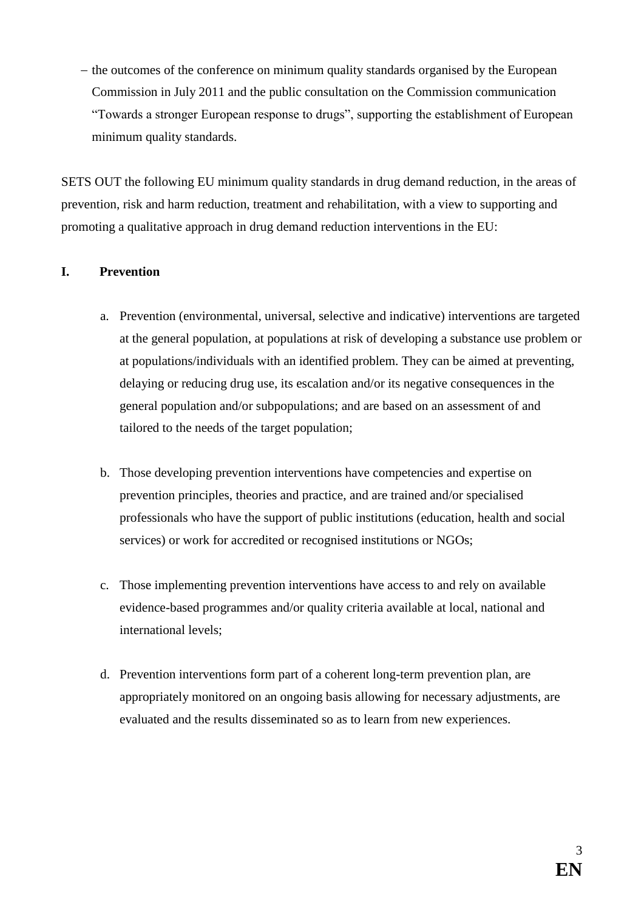– the outcomes of the conference on minimum quality standards organised by the European Commission in July 2011 and the public consultation on the Commission communication "Towards a stronger European response to drugs", supporting the establishment of European minimum quality standards.

SETS OUT the following EU minimum quality standards in drug demand reduction, in the areas of prevention, risk and harm reduction, treatment and rehabilitation, with a view to supporting and promoting a qualitative approach in drug demand reduction interventions in the EU:

## I. Prevention

a. Prevention (environmental, universal, selective and indicative) interventions are targeted at the general population, at populations at risk of developing a substance use problem or at populations/individuals with an identified problem. They can be aimed at preventing, delaying or reducing drug use, its escalation and/or its negative consequences in the general population and/or subpopulations; and are based on an assessment of and tailored to the needs of the target population;

b. Those developing prevention interventions have competencies and expertise on prevention principles, theories and practice, and are trained and/or specialised professionals who have the support of public institutions (education, health and social services) or work for accredited or recognised institutions or NGOs;

c. Those implementing prevention interventions have access to and rely on available evidence-based programmes and/or quality criteria available at local, national and international levels;

d. Prevention interventions form part of a coherent long-term prevention plan, are appropriately monitored on an ongoing basis allowing for necessary adjustments, are evaluated and the results disseminated so as to learn from new experiences.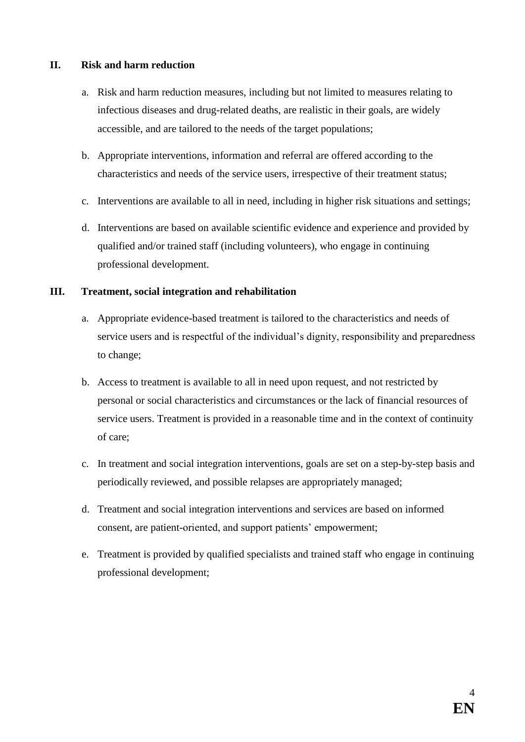## II. Risk and harm reduction

a. Risk and harm reduction measures, including but not limited to measures relating to infectious diseases and drug-related deaths, are realistic in their goals, are widely accessible, and are tailored to the needs of the target populations;

b. Appropriate interventions, information and referral are offered according to the characteristics and needs of the service users, irrespective of their treatment status;

c. Interventions are available to all in need, including in higher risk situations and settings;

d. Interventions are based on available scientific evidence and experience and provided by qualified and/or trained staff (including volunteers), who engage in continuing professional development.

## III. Treatment, social integration and rehabilitation

a. Appropriate evidence-based treatment is tailored to the characteristics and needs of service users and is respectful of the individual's dignity, responsibility and preparedness to change;

b. Access to treatment is available to all in need upon request, and not restricted by personal or social characteristics and circumstances or the lack of financial resources of service users. Treatment is provided in a reasonable time and in the context of continuity of care;

c. In treatment and social integration interventions, goals are set on a step-by-step basis and periodically reviewed, and possible relapses are appropriately managed;

d. Treatment and social integration interventions and services are based on informed consent, are patient-oriented, and support patients' empowerment;

e. Treatment is provided by qualified specialists and trained staff who engage in continuing professional development;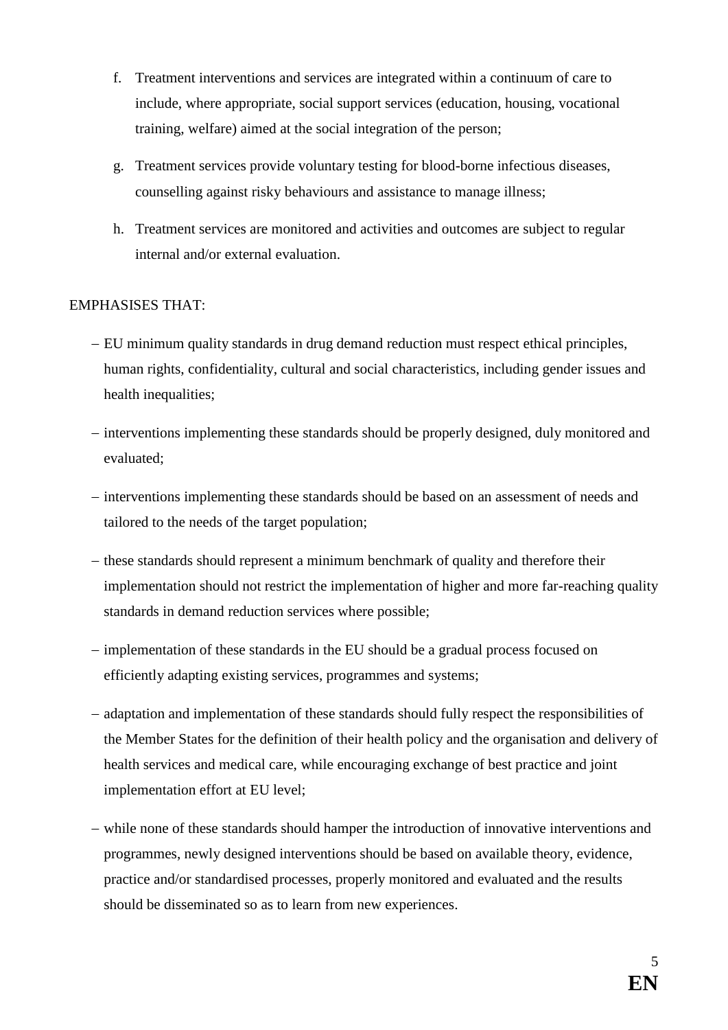f. Treatment interventions and services are integrated within a continuum of care to include, where appropriate, social support services (education, housing, vocational training, welfare) aimed at the social integration of the person;

g. Treatment services provide voluntary testing for blood-borne infectious diseases, counselling against risky behaviours and assistance to manage illness;

h. Treatment services are monitored and activities and outcomes are subject to regular internal and/or external evaluation.

EMPHASISES THAT:

- EU minimum quality standards in drug demand reduction must respect ethical principles, human rights, confidentiality, cultural and social characteristics, including gender issues and health inequalities;
- interventions implementing these standards should be properly designed, duly monitored and evaluated;
- interventions implementing these standards should be based on an assessment of needs and tailored to the needs of the target population;
- these standards should represent a minimum benchmark of quality and therefore their implementation should not restrict the implementation of higher and more far-reaching quality standards in demand reduction services where possible;
- implementation of these standards in the EU should be a gradual process focused on efficiently adapting existing services, programmes and systems;
- adaptation and implementation of these standards should fully respect the responsibilities of the Member States for the definition of their health policy and the organisation and delivery of health services and medical care, while encouraging exchange of best practice and joint implementation effort at EU level;
- while none of these standards should hamper the introduction of innovative interventions and programmes, newly designed interventions should be based on available theory, evidence, practice and/or standardised processes, properly monitored and evaluated and the results should be disseminated so as to learn from new experiences.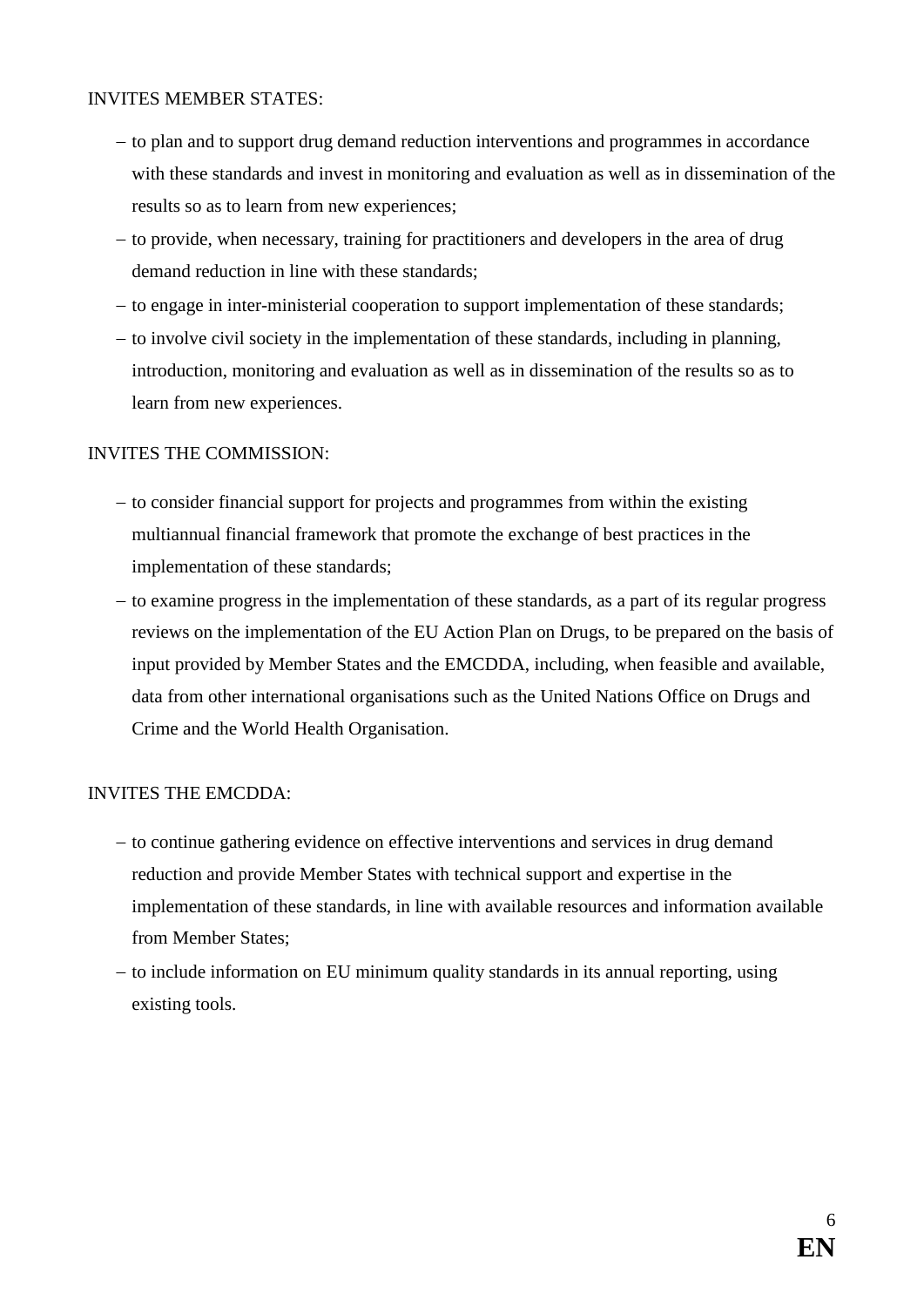INVITES MEMBER STATES:

- to plan and to support drug demand reduction interventions and programmes in accordance with these standards and invest in monitoring and evaluation as well as in dissemination of the results so as to learn from new experiences;
- to provide, when necessary, training for practitioners and developers in the area of drug demand reduction in line with these standards;
- to engage in inter-ministerial cooperation to support implementation of these standards;
- to involve civil society in the implementation of these standards, including in planning, introduction, monitoring and evaluation as well as in dissemination of the results so as to learn from new experiences.

INVITES THE COMMISSION:

- to consider financial support for projects and programmes from within the existing multiannual financial framework that promote the exchange of best practices in the implementation of these standards;
- to examine progress in the implementation of these standards, as a part of its regular progress reviews on the implementation of the EU Action Plan on Drugs, to be prepared on the basis of input provided by Member States and the EMCDDA, including, when feasible and available, data from other international organisations such as the United Nations Office on Drugs and Crime and the World Health Organisation.

INVITES THE EMCDDA:

- to continue gathering evidence on effective interventions and services in drug demand reduction and provide Member States with technical support and expertise in the implementation of these standards, in line with available resources and information available from Member States;
- to include information on EU minimum quality standards in its annual reporting, using existing tools.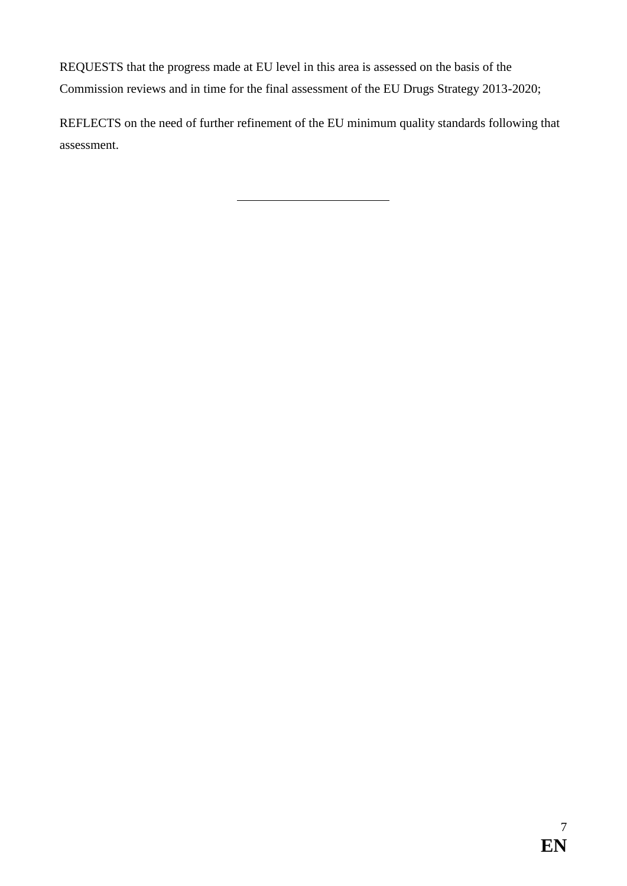REQUESTS that the progress made at EU level in this area is assessed on the basis of the Commission reviews and in time for the final assessment of the EU Drugs Strategy 2013-2020;

REFLECTS on the need of further refinement of the EU minimum quality standards following that assessment.

---